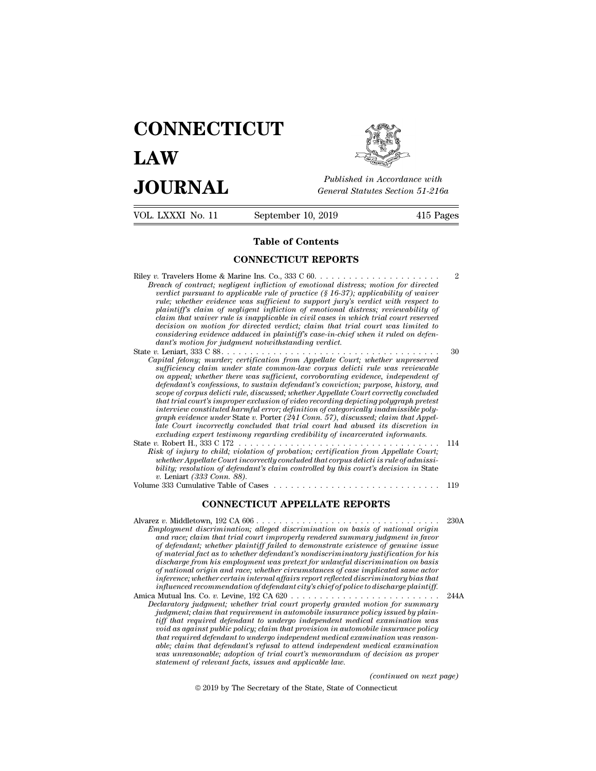# CONNECTICUT LAW JOURNAL

*Published in Accordance with General Statutes Section 51-216a*

VOL. LXXXI No. 11 September 10, 2019 415 Pages

## Table of Contents

### CONNECTICUT REPORTS

Riley *v.* Travelers Home & Marine Ins. Co., 333 C 60. . . . . . . . . . . . . . . . . . . . . . 2
*Breach of contract; negligent infliction of emotional distress; motion for directed verdict pursuant to applicable rule of practice (§ 16-37); applicability of waiver rule; whether evidence was sufficient to support jury's verdict with respect to plaintiff's claim of negligent infliction of emotional distress; reviewability of claim that waiver rule is inapplicable in civil cases in which trial court reserved decision on motion for directed verdict; claim that trial court was limited to considering evidence adduced in plaintiff's case-in-chief when it ruled on defendant's motion for judgment notwithstanding verdict.*

State *v.* Leniart, 333 C 88. . . . . . . . . . . . . . . . . . . . . . . . . . . . . . . . . . . . . . . 30
*Capital felony; murder; certification from Appellate Court; whether unpreserved sufficiency claim under state common-law corpus delicti rule was reviewable on appeal; whether there was sufficient, corroborating evidence, independent of defendant's confessions, to sustain defendant's conviction; purpose, history, and scope of corpus delicti rule, discussed; whether Appellate Court correctly concluded that trial court's improper exclusion of video recording depicting polygraph pretest interview constituted harmful error; definition of categorically inadmissible polygraph evidence under* State v. Porter *(241 Conn. 57), discussed; claim that Appellate Court incorrectly concluded that trial court had abused its discretion in excluding expert testimony regarding credibility of incarcerated informants.*

State *v.* Robert H., 333 C 172 . . . . . . . . . . . . . . . . . . . . . . . . . . . . . . . . . . . 114
*Risk of injury to child; violation of probation; certification from Appellate Court; whether Appellate Court incorrectly concluded that corpus delicti is rule of admissibility; resolution of defendant's claim controlled by this court's decision in* State v. Leniart *(333 Conn. 88).*

Volume 333 Cumulative Table of Cases . . . . . . . . . . . . . . . . . . . . . . . . . . . . 119

### CONNECTICUT APPELLATE REPORTS

Alvarez *v.* Middletown, 192 CA 606 . . . . . . . . . . . . . . . . . . . . . . . . . . . . . . . . 230A
*Employment discrimination; alleged discrimination on basis of national origin and race; claim that trial court improperly rendered summary judgment in favor of defendant; whether plaintiff failed to demonstrate existence of genuine issue of material fact as to whether defendant's nondiscriminatory justification for his discharge from his employment was pretext for unlawful discrimination on basis of national origin and race; whether circumstances of case implicated same actor inference; whether certain internal affairs report reflected discriminatory bias that influenced recommendation of defendant city's chief of police to discharge plaintiff.*

Amica Mutual Ins. Co. *v.* Levine, 192 CA 620 . . . . . . . . . . . . . . . . . . . . . . . . . 244A
*Declaratory judgment; whether trial court properly granted motion for summary judgment; claim that requirement in automobile insurance policy issued by plaintiff that required defendant to undergo independent medical examination was void as against public policy; claim that provision in automobile insurance policy that required defendant to undergo independent medical examination was reasonable; claim that defendant's refusal to attend independent medical examination was unreasonable; adoption of trial court's memorandum of decision as proper statement of relevant facts, issues and applicable law.*

*(continued on next page)*

© 2019 by The Secretary of the State, State of Connecticut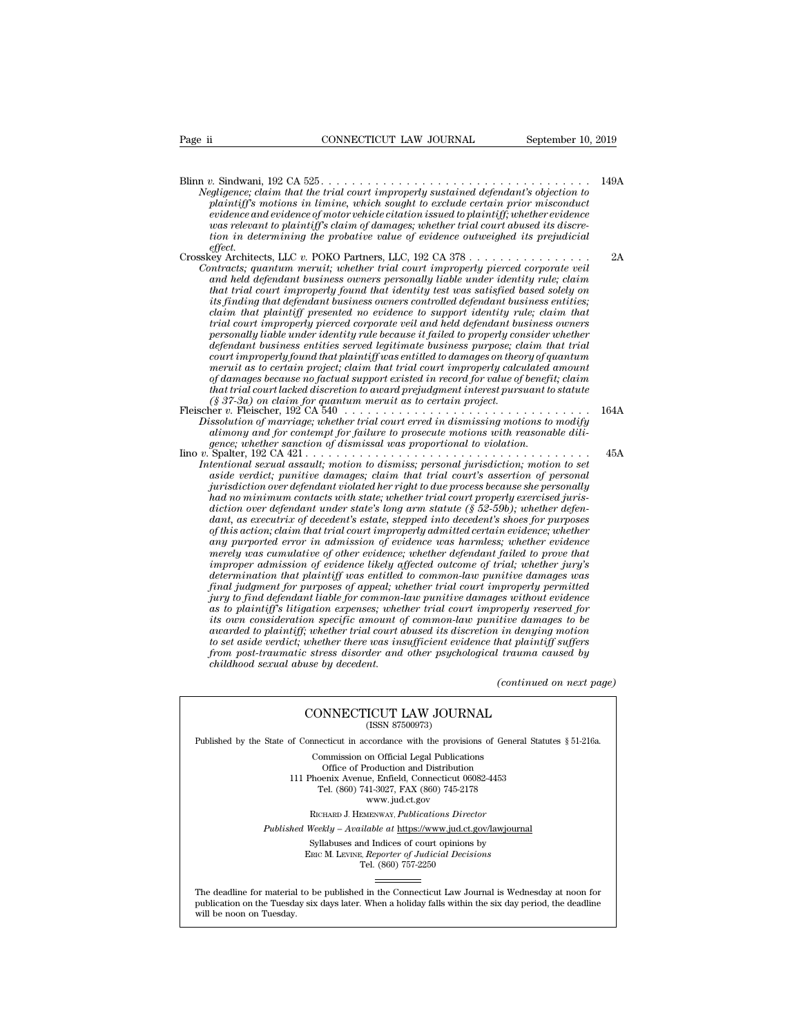Blinn *v.* Sindwani, 192 CA 525 . . . . . . . . . . . . . . . . . . . . . . . . . . . . . . . . . . . . 149A

*Negligence; claim that the trial court improperly sustained defendant's objection to plaintiff's motions in limine, which sought to exclude certain prior misconduct evidence and evidence of motor vehicle citation issued to plaintiff; whether evidence was relevant to plaintiff's claim of damages; whether trial court abused its discretion in determining the probative value of evidence outweighed its prejudicial effect.*

Crosskey Architects, LLC *v.* POKO Partners, LLC, 192 CA 378 . . . . . . . . . . . . . . . . 2A

*Contracts; quantum meruit; whether trial court improperly pierced corporate veil and held defendant business owners personally liable under identity rule; claim that trial court improperly found that identity test was satisfied based solely on its finding that defendant business owners controlled defendant business entities; claim that plaintiff presented no evidence to support identity rule; claim that trial court improperly pierced corporate veil and held defendant business owners personally liable under identity rule because it failed to properly consider whether defendant business entities served legitimate business purpose; claim that trial court improperly found that plaintiff was entitled to damages on theory of quantum meruit as to certain project; claim that trial court improperly calculated amount of damages because no factual support existed in record for value of benefit; claim that trial court lacked discretion to award prejudgment interest pursuant to statute (§ 37-3a) on claim for quantum meruit as to certain project.*

Fleischer *v.* Fleischer, 192 CA 540 . . . . . . . . . . . . . . . . . . . . . . . . . . . . . . . . . 164A

*Dissolution of marriage; whether trial court erred in dismissing motions to modify alimony and for contempt for failure to prosecute motions with reasonable diligence; whether sanction of dismissal was proportional to violation.*

Iino *v.* Spalter, 192 CA 421 . . . . . . . . . . . . . . . . . . . . . . . . . . . . . . . . . . . . . . 45A

*Intentional sexual assault; motion to dismiss; personal jurisdiction; motion to set aside verdict; punitive damages; claim that trial court's assertion of personal jurisdiction over defendant violated her right to due process because she personally had no minimum contacts with state; whether trial court properly exercised jurisdiction over defendant under state's long arm statute (§ 52-59b); whether defendant, as executrix of decedent's estate, stepped into decedent's shoes for purposes of this action; claim that trial court improperly admitted certain evidence; whether any purported error in admission of evidence was harmless; whether evidence merely was cumulative of other evidence; whether defendant failed to prove that improper admission of evidence likely affected outcome of trial; whether jury's determination that plaintiff was entitled to common-law punitive damages was final judgment for purposes of appeal; whether trial court improperly permitted jury to find defendant liable for common-law punitive damages without evidence as to plaintiff's litigation expenses; whether trial court improperly reserved for its own consideration specific amount of common-law punitive damages to be awarded to plaintiff; whether trial court abused its discretion in denying motion to set aside verdict; whether there was insufficient evidence that plaintiff suffers from post-traumatic stress disorder and other psychological trauma caused by childhood sexual abuse by decedent.*

*(continued on next page)*

---

CONNECTICUT LAW JOURNAL
(ISSN 87500973)

Published by the State of Connecticut in accordance with the provisions of General Statutes § 51-216a.

Commission on Official Legal Publications
Office of Production and Distribution
111 Phoenix Avenue, Enfield, Connecticut 06082-4453
Tel. (860) 741-3027, FAX (860) 745-2178
www.jud.ct.gov

RICHARD J. HEMENWAY, *Publications Director*

*Published Weekly – Available at* https://www.jud.ct.gov/lawjournal

Syllabuses and Indices of court opinions by
ERIC M. LEVINE, *Reporter of Judicial Decisions*
Tel. (860) 757-2250

The deadline for material to be published in the Connecticut Law Journal is Wednesday at noon for publication on the Tuesday six days later. When a holiday falls within the six day period, the deadline will be noon on Tuesday.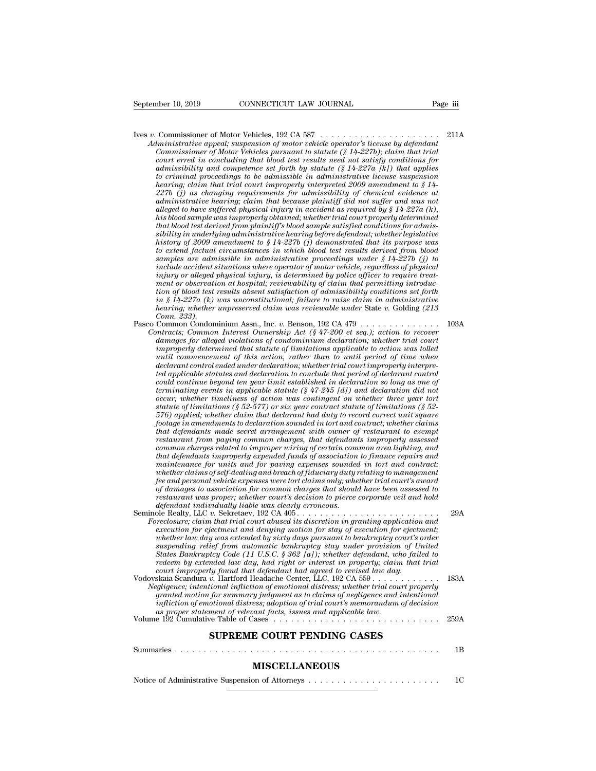Ives *v.* Commissioner of Motor Vehicles, 192 CA 587 . . . . . . . . . . . . . . . . . . . . . 211A

*Administrative appeal; suspension of motor vehicle operator's license by defendant Commissioner of Motor Vehicles pursuant to statute (§ 14-227b); claim that trial court erred in concluding that blood test results need not satisfy conditions for admissibility and competence set forth by statute (§ 14-227a [k]) that applies to criminal proceedings to be admissible in administrative license suspension hearing; claim that trial court improperly interpreted 2009 amendment to § 14-227b (j) as changing requirements for admissibility of chemical evidence at administrative hearing; claim that because plaintiff did not suffer and was not alleged to have suffered physical injury in accident as required by § 14-227a (k), his blood sample was improperly obtained; whether trial court properly determined that blood test derived from plaintiff's blood sample satisfied conditions for admissibility in underlying administrative hearing before defendant; whether legislative history of 2009 amendment to § 14-227b (j) demonstrated that its purpose was to extend factual circumstances in which blood test results derived from blood samples are admissible in administrative proceedings under § 14-227b (j) to include accident situations where operator of motor vehicle, regardless of physical injury or alleged physical injury, is determined by police officer to require treatment or observation at hospital; reviewability of claim that permitting introduction of blood test results absent satisfaction of admissibility conditions set forth in § 14-227a (k) was unconstitutional; failure to raise claim in administrative hearing; whether unpreserved claim was reviewable under* State *v.* Golding *(213 Conn. 233).*

Pasco Common Condominium Assn., Inc. *v.* Benson, 192 CA 479 . . . . . . . . . . . . . 103A

*Contracts; Common Interest Ownership Act (§ 47-200 et seq.); action to recover damages for alleged violations of condominium declaration; whether trial court improperly determined that statute of limitations applicable to action was tolled until commencement of this action, rather than to until period of time when declarant control ended under declaration; whether trial court improperly interpreted applicable statutes and declaration to conclude that period of declarant control could continue beyond ten year limit established in declaration so long as one of terminating events in applicable statute (§ 47-245 [d]) and declaration did not occur; whether timeliness of action was contingent on whether three year tort statute of limitations (§ 52-577) or six year contract statute of limitations (§ 52-576) applied; whether claim that declarant had duty to record correct unit square footage in amendments to declaration sounded in tort and contract; whether claims that defendants made secret arrangement with owner of restaurant to exempt restaurant from paying common charges, that defendants improperly assessed common charges related to improper wiring of certain common area lighting, and that defendants improperly expended funds of association to finance repairs and maintenance for units and for paving expenses sounded in tort and contract; whether claims of self-dealing and breach of fiduciary duty relating to management fee and personal vehicle expenses were tort claims only; whether trial court's award of damages to association for common charges that should have been assessed to restaurant was proper; whether court's decision to pierce corporate veil and hold defendant individually liable was clearly erroneous.*

Seminole Realty, LLC *v.* Sekretaev, 192 CA 405 . . . . . . . . . . . . . . . . . . . . . . . . . 29A

*Foreclosure; claim that trial court abused its discretion in granting application and execution for ejectment and denying motion for stay of execution for ejectment; whether law day was extended by sixty days pursuant to bankruptcy court's order suspending relief from automatic bankruptcy stay under provision of United States Bankruptcy Code (11 U.S.C. § 362 [a]); whether defendant, who failed to redeem by extended law day, had right or interest in property; claim that trial court improperly found that defendant had agreed to revised law day.*

Vodovskaia-Scandura *v.* Hartford Headache Center, LLC, 192 CA 559 . . . . . . . . . . . 183A

*Negligence; intentional infliction of emotional distress; whether trial court properly granted motion for summary judgment as to claims of negligence and intentional infliction of emotional distress; adoption of trial court's memorandum of decision as proper statement of relevant facts, issues and applicable law.*

Volume 192 Cumulative Table of Cases . . . . . . . . . . . . . . . . . . . . . . . . . . . . . 259A

## SUPREME COURT PENDING CASES

Summaries . . . . . . . . . . . . . . . . . . . . . . . . . . . . . . . . . . . . . . . . . . . . . . 1B

## MISCELLANEOUS

Notice of Administrative Suspension of Attorneys . . . . . . . . . . . . . . . . . . . . . . . 1C